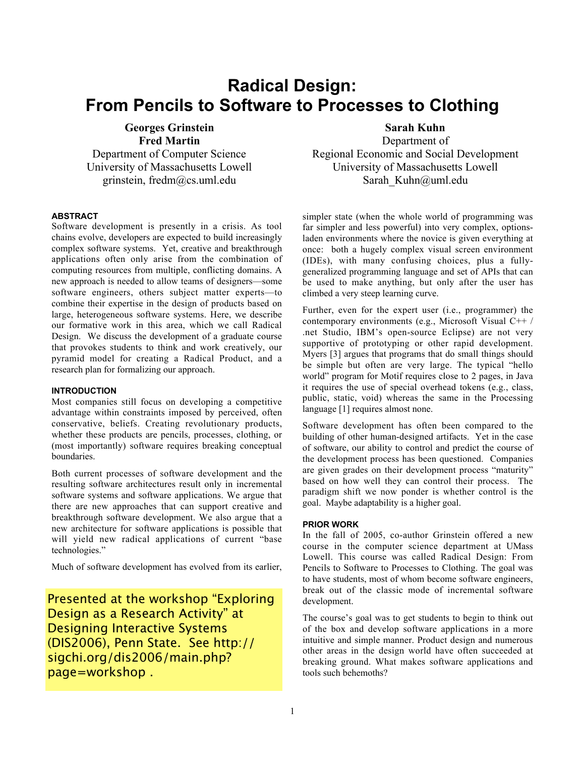# Radical Design: From Pencils to Software to Processes to Clothing

**Georges Grinstein**
**Fred Martin**
Department of Computer Science
University of Massachusetts Lowell
grinstein, fredm@cs.uml.edu

**Sarah Kuhn**
Department of
Regional Economic and Social Development
University of Massachusetts Lowell
Sarah_Kuhn@uml.edu

## ABSTRACT

Software development is presently in a crisis. As tool chains evolve, developers are expected to build increasingly complex software systems. Yet, creative and breakthrough applications often only arise from the combination of computing resources from multiple, conflicting domains. A new approach is needed to allow teams of designers—some software engineers, others subject matter experts—to combine their expertise in the design of products based on large, heterogeneous software systems. Here, we describe our formative work in this area, which we call Radical Design. We discuss the development of a graduate course that provokes students to think and work creatively, our pyramid model for creating a Radical Product, and a research plan for formalizing our approach.

## INTRODUCTION

Most companies still focus on developing a competitive advantage within constraints imposed by perceived, often conservative, beliefs. Creating revolutionary products, whether these products are pencils, processes, clothing, or (most importantly) software requires breaking conceptual boundaries.

Both current processes of software development and the resulting software architectures result only in incremental software systems and software applications. We argue that there are new approaches that can support creative and breakthrough software development. We also argue that a new architecture for software applications is possible that will yield new radical applications of current "base technologies."

Much of software development has evolved from its earlier, simpler state (when the whole world of programming was far simpler and less powerful) into very complex, options-laden environments where the novice is given everything at once: both a hugely complex visual screen environment (IDEs), with many confusing choices, plus a fully-generalized programming language and set of APIs that can be used to make anything, but only after the user has climbed a very steep learning curve.

Further, even for the expert user (i.e., programmer) the contemporary environments (e.g., Microsoft Visual C++ / .net Studio, IBM's open-source Eclipse) are not very supportive of prototyping or other rapid development. Myers [3] argues that programs that do small things should be simple but often are very large. The typical "hello world" program for Motif requires close to 2 pages, in Java it requires the use of special overhead tokens (e.g., class, public, static, void) whereas the same in the Processing language [1] requires almost none.

Software development has often been compared to the building of other human-designed artifacts. Yet in the case of software, our ability to control and predict the course of the development process has been questioned. Companies are given grades on their development process "maturity" based on how well they can control their process. The paradigm shift we now ponder is whether control is the goal. Maybe adaptability is a higher goal.

## PRIOR WORK

In the fall of 2005, co-author Grinstein offered a new course in the computer science department at UMass Lowell. This course was called Radical Design: From Pencils to Software to Processes to Clothing. The goal was to have students, most of whom become software engineers, break out of the classic mode of incremental software development.

The course's goal was to get students to begin to think out of the box and develop software applications in a more intuitive and simple manner. Product design and numerous other areas in the design world have often succeeded at breaking ground. What makes software applications and tools such behemoths?

Presented at the workshop "Exploring Design as a Research Activity" at Designing Interactive Systems (DIS2006), Penn State. See http://sigchi.org/dis2006/main.php?page=workshop .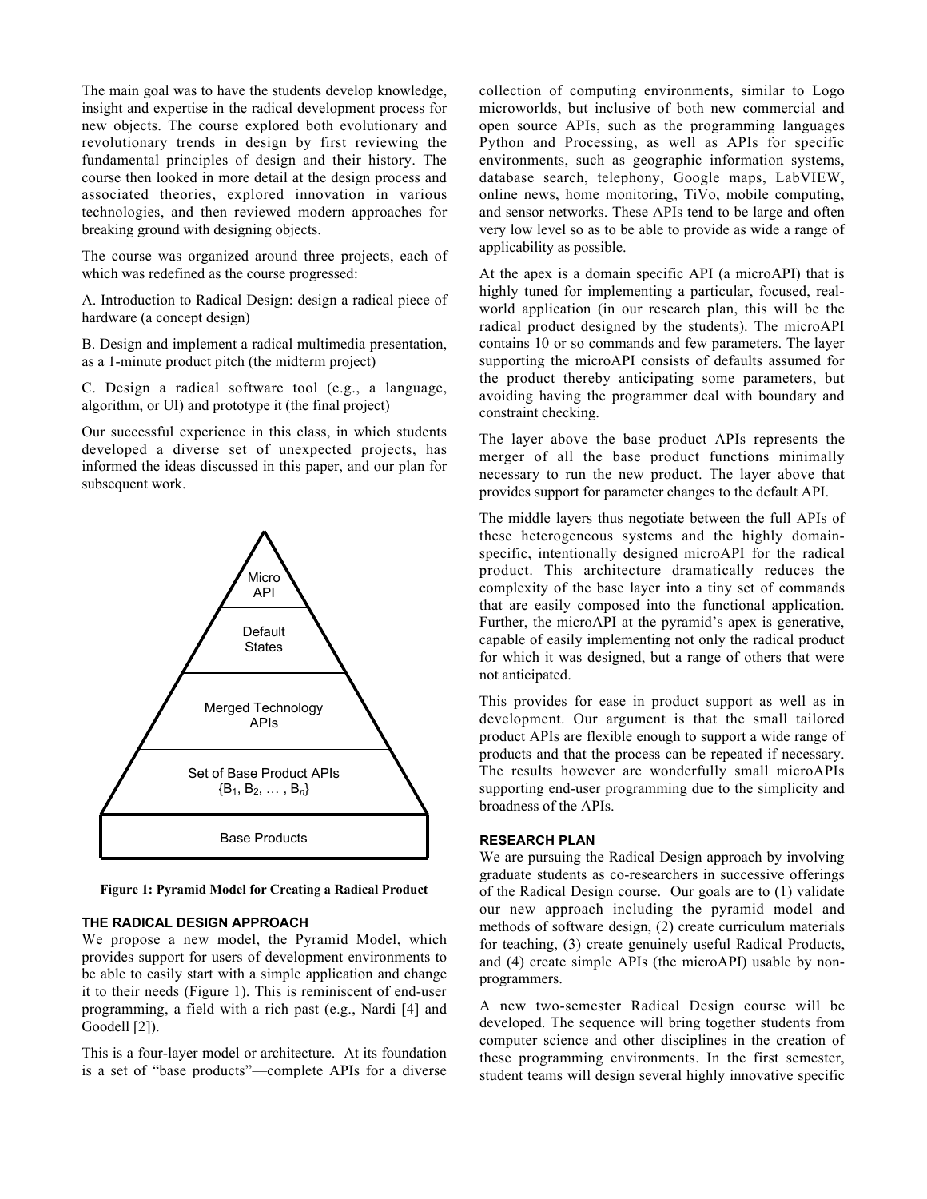The main goal was to have the students develop knowledge, insight and expertise in the radical development process for new objects. The course explored both evolutionary and revolutionary trends in design by first reviewing the fundamental principles of design and their history. The course then looked in more detail at the design process and associated theories, explored innovation in various technologies, and then reviewed modern approaches for breaking ground with designing objects.

The course was organized around three projects, each of which was redefined as the course progressed:

A. Introduction to Radical Design: design a radical piece of hardware (a concept design)

B. Design and implement a radical multimedia presentation, as a 1-minute product pitch (the midterm project)

C. Design a radical software tool (e.g., a language, algorithm, or UI) and prototype it (the final project)

Our successful experience in this class, in which students developed a diverse set of unexpected projects, has informed the ideas discussed in this paper, and our plan for subsequent work.

Micro API

Default States

Merged Technology APIs

Set of Base Product APIs $\{B_1, B_2, \ldots, B_n\}$

Base Products

**Figure 1: Pyramid Model for Creating a Radical Product**

### THE RADICAL DESIGN APPROACH

We propose a new model, the Pyramid Model, which provides support for users of development environments to be able to easily start with a simple application and change it to their needs (Figure 1). This is reminiscent of end-user programming, a field with a rich past (e.g., Nardi [4] and Goodell [2]).

This is a four-layer model or architecture. At its foundation is a set of "base products"—complete APIs for a diverse collection of computing environments, similar to Logo microworlds, but inclusive of both new commercial and open source APIs, such as the programming languages Python and Processing, as well as APIs for specific environments, such as geographic information systems, database search, telephony, Google maps, LabVIEW, online news, home monitoring, TiVo, mobile computing, and sensor networks. These APIs tend to be large and often very low level so as to be able to provide as wide a range of applicability as possible.

At the apex is a domain specific API (a microAPI) that is highly tuned for implementing a particular, focused, real-world application (in our research plan, this will be the radical product designed by the students). The microAPI contains 10 or so commands and few parameters. The layer supporting the microAPI consists of defaults assumed for the product thereby anticipating some parameters, but avoiding having the programmer deal with boundary and constraint checking.

The layer above the base product APIs represents the merger of all the base product functions minimally necessary to run the new product. The layer above that provides support for parameter changes to the default API.

The middle layers thus negotiate between the full APIs of these heterogeneous systems and the highly domain-specific, intentionally designed microAPI for the radical product. This architecture dramatically reduces the complexity of the base layer into a tiny set of commands that are easily composed into the functional application. Further, the microAPI at the pyramid's apex is generative, capable of easily implementing not only the radical product for which it was designed, but a range of others that were not anticipated.

This provides for ease in product support as well as in development. Our argument is that the small tailored product APIs are flexible enough to support a wide range of products and that the process can be repeated if necessary. The results however are wonderfully small microAPIs supporting end-user programming due to the simplicity and broadness of the APIs.

### RESEARCH PLAN

We are pursuing the Radical Design approach by involving graduate students as co-researchers in successive offerings of the Radical Design course. Our goals are to (1) validate our new approach including the pyramid model and methods of software design, (2) create curriculum materials for teaching, (3) create genuinely useful Radical Products, and (4) create simple APIs (the microAPI) usable by non-programmers.

A new two-semester Radical Design course will be developed. The sequence will bring together students from computer science and other disciplines in the creation of these programming environments. In the first semester, student teams will design several highly innovative specific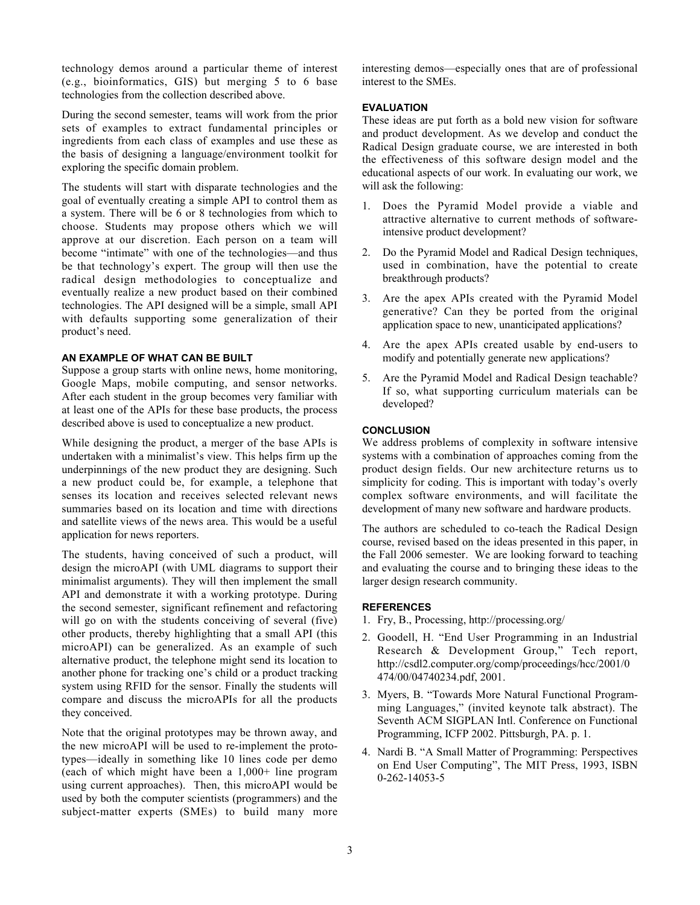technology demos around a particular theme of interest (e.g., bioinformatics, GIS) but merging 5 to 6 base technologies from the collection described above.

During the second semester, teams will work from the prior sets of examples to extract fundamental principles or ingredients from each class of examples and use these as the basis of designing a language/environment toolkit for exploring the specific domain problem.

The students will start with disparate technologies and the goal of eventually creating a simple API to control them as a system. There will be 6 or 8 technologies from which to choose. Students may propose others which we will approve at our discretion. Each person on a team will become "intimate" with one of the technologies—and thus be that technology's expert. The group will then use the radical design methodologies to conceptualize and eventually realize a new product based on their combined technologies. The API designed will be a simple, small API with defaults supporting some generalization of their product's need.

#### AN EXAMPLE OF WHAT CAN BE BUILT

Suppose a group starts with online news, home monitoring, Google Maps, mobile computing, and sensor networks. After each student in the group becomes very familiar with at least one of the APIs for these base products, the process described above is used to conceptualize a new product.

While designing the product, a merger of the base APIs is undertaken with a minimalist's view. This helps firm up the underpinnings of the new product they are designing. Such a new product could be, for example, a telephone that senses its location and receives selected relevant news summaries based on its location and time with directions and satellite views of the news area. This would be a useful application for news reporters.

The students, having conceived of such a product, will design the microAPI (with UML diagrams to support their minimalist arguments). They will then implement the small API and demonstrate it with a working prototype. During the second semester, significant refinement and refactoring will go on with the students conceiving of several (five) other products, thereby highlighting that a small API (this microAPI) can be generalized. As an example of such alternative product, the telephone might send its location to another phone for tracking one's child or a product tracking system using RFID for the sensor. Finally the students will compare and discuss the microAPIs for all the products they conceived.

Note that the original prototypes may be thrown away, and the new microAPI will be used to re-implement the prototypes—ideally in something like 10 lines code per demo (each of which might have been a 1,000+ line program using current approaches). Then, this microAPI would be used by both the computer scientists (programmers) and the subject-matter experts (SMEs) to build many more interesting demos—especially ones that are of professional interest to the SMEs.

#### EVALUATION

These ideas are put forth as a bold new vision for software and product development. As we develop and conduct the Radical Design graduate course, we are interested in both the effectiveness of this software design model and the educational aspects of our work. In evaluating our work, we will ask the following:

1. Does the Pyramid Model provide a viable and attractive alternative to current methods of software-intensive product development?
2. Do the Pyramid Model and Radical Design techniques, used in combination, have the potential to create breakthrough products?
3. Are the apex APIs created with the Pyramid Model generative? Can they be ported from the original application space to new, unanticipated applications?
4. Are the apex APIs created usable by end-users to modify and potentially generate new applications?
5. Are the Pyramid Model and Radical Design teachable? If so, what supporting curriculum materials can be developed?

#### CONCLUSION

We address problems of complexity in software intensive systems with a combination of approaches coming from the product design fields. Our new architecture returns us to simplicity for coding. This is important with today's overly complex software environments, and will facilitate the development of many new software and hardware products.

The authors are scheduled to co-teach the Radical Design course, revised based on the ideas presented in this paper, in the Fall 2006 semester. We are looking forward to teaching and evaluating the course and to bringing these ideas to the larger design research community.

#### REFERENCES

1. Fry, B., Processing, http://processing.org/
2. Goodell, H. "End User Programming in an Industrial Research & Development Group," Tech report, http://csdl2.computer.org/comp/proceedings/hcc/2001/0474/00/04740234.pdf, 2001.
3. Myers, B. "Towards More Natural Functional Programming Languages," (invited keynote talk abstract). The Seventh ACM SIGPLAN Intl. Conference on Functional Programming, ICFP 2002. Pittsburgh, PA. p. 1.
4. Nardi B. "A Small Matter of Programming: Perspectives on End User Computing", The MIT Press, 1993, ISBN 0-262-14053-5